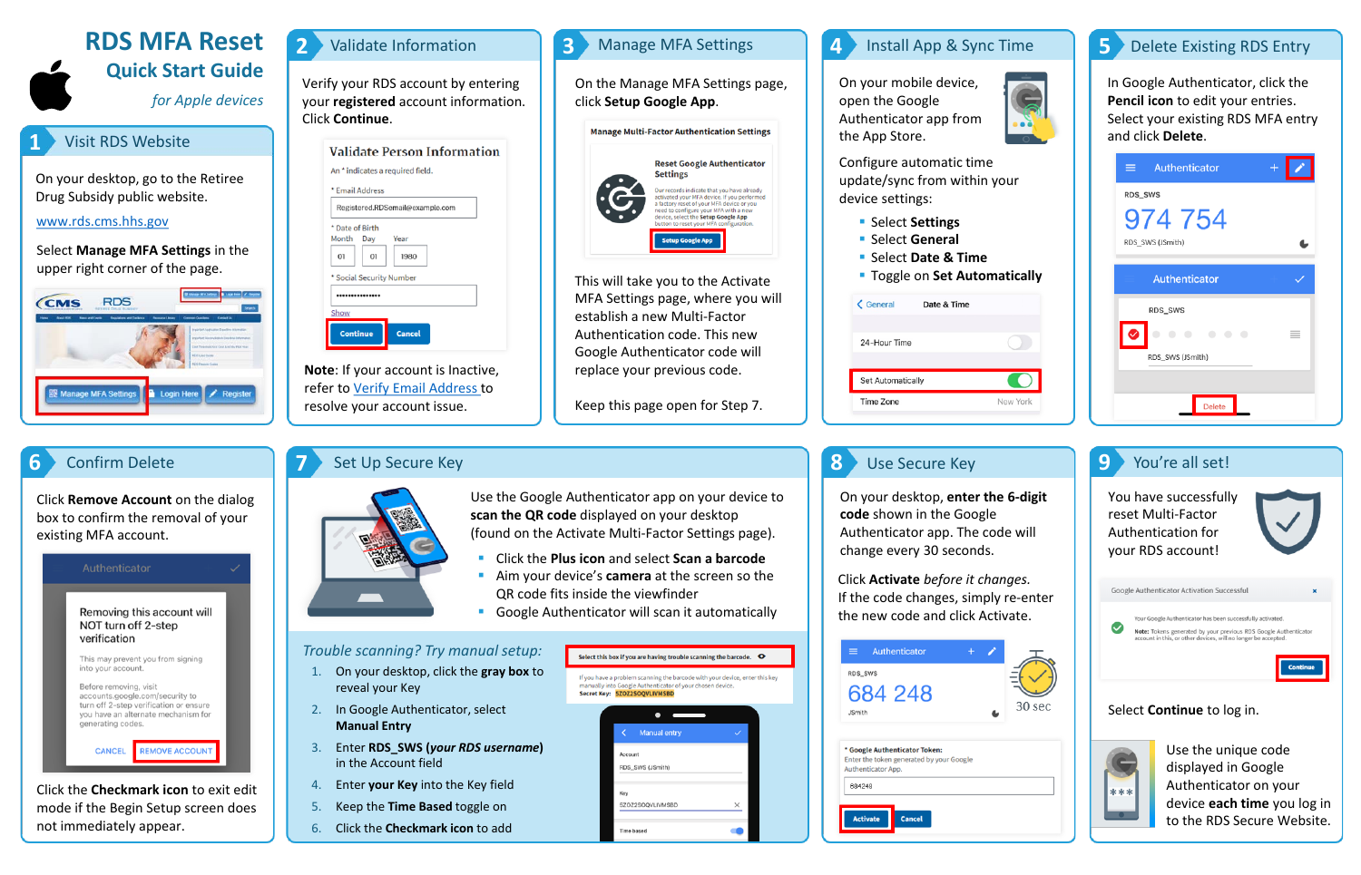# RDS MFA Reset

## Quick Start Guide

*for Apple devices*

## 1 Visit RDS Website

On your desktop, go to the Retiree Drug Subsidy public website.

www.rds.cms.hhs.gov

Select **Manage MFA Settings** in the upper right corner of the page.

## 2 Validate Information

Verify your RDS account by entering your **registered** account information. Click **Continue**.

**Note**: If your account is Inactive, refer to Verify Email Address to resolve your account issue.

## 3 Manage MFA Settings

On the Manage MFA Settings page, click **Setup Google App**.

This will take you to the Activate MFA Settings page, where you will establish a new Multi-Factor Authentication code. This new Google Authenticator code will replace your previous code.

Keep this page open for Step 7.

## 4 Install App & Sync Time

On your mobile device, open the Google Authenticator app from the App Store.

Configure automatic time update/sync from within your device settings:

- Select **Settings**
- Select **General**
- Select **Date & Time**
- Toggle on **Set Automatically**

## 5 Delete Existing RDS Entry

In Google Authenticator, click the **Pencil icon** to edit your entries. Select your existing RDS MFA entry and click **Delete**.

## 6 Confirm Delete

Click **Remove Account** on the dialog box to confirm the removal of your existing MFA account.

Click the **Checkmark icon** to exit edit mode if the Begin Setup screen does not immediately appear.

## 7 Set Up Secure Key

Use the Google Authenticator app on your device to **scan the QR code** displayed on your desktop (found on the Activate Multi-Factor Settings page).

- Click the **Plus icon** and select **Scan a barcode**
- Aim your device's **camera** at the screen so the QR code fits inside the viewfinder
- Google Authenticator will scan it automatically

*Trouble scanning? Try manual setup:*

1. On your desktop, click the **gray box** to reveal your Key
2. In Google Authenticator, select **Manual Entry**
3. Enter **RDS_SWS (*your RDS username*)** in the Account field
4. Enter **your Key** into the Key field
5. Keep the **Time Based** toggle on
6. Click the **Checkmark icon** to add

## 8 Use Secure Key

On your desktop, **enter the 6-digit code** shown in the Google Authenticator app. The code will change every 30 seconds.

Click **Activate** *before it changes*. If the code changes, simply re-enter the new code and click Activate.

## 9 You're all set!

You have successfully reset Multi-Factor Authentication for your RDS account!

Select **Continue** to log in.

Use the unique code displayed in Google Authenticator on your device **each time** you log in to the RDS Secure Website.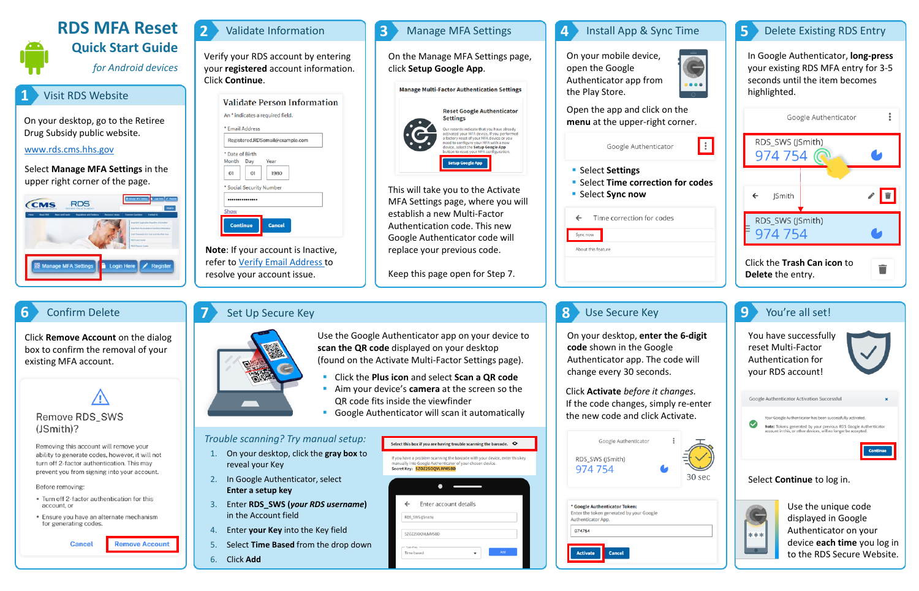# RDS MFA Reset Quick Start Guide

*for Android devices*

## 1 Visit RDS Website

On your desktop, go to the Retiree Drug Subsidy public website.

www.rds.cms.hhs.gov

Select **Manage MFA Settings** in the upper right corner of the page.

## 2 Validate Information

Verify your RDS account by entering your **registered** account information. Click **Continue**.

**Note**: If your account is Inactive, refer to Verify Email Address to resolve your account issue.

## 3 Manage MFA Settings

On the Manage MFA Settings page, click **Setup Google App**.

This will take you to the Activate MFA Settings page, where you will establish a new Multi-Factor Authentication code. This new Google Authenticator code will replace your previous code.

Keep this page open for Step 7.

## 4 Install App & Sync Time

On your mobile device, open the Google Authenticator app from the Play Store.

Open the app and click on the **menu** at the upper-right corner.

- Select **Settings**
- Select **Time correction for codes**
- Select **Sync now**

## 5 Delete Existing RDS Entry

In Google Authenticator, **long-press** your existing RDS MFA entry for 3-5 seconds until the item becomes highlighted.

Click the **Trash Can icon** to **Delete** the entry.

## 6 Confirm Delete

Click **Remove Account** on the dialog box to confirm the removal of your existing MFA account.

## 7 Set Up Secure Key

Use the Google Authenticator app on your device to **scan the QR code** displayed on your desktop (found on the Activate Multi-Factor Settings page).

- Click the **Plus icon** and select **Scan a QR code**
- Aim your device's **camera** at the screen so the QR code fits inside the viewfinder
- Google Authenticator will scan it automatically

*Trouble scanning? Try manual setup:*

1. On your desktop, click the **gray box** to reveal your Key
2. In Google Authenticator, select **Enter a setup key**
3. Enter **RDS_SWS *(your RDS username)*** in the Account field
4. Enter **your Key** into the Key field
5. Select **Time Based** from the drop down
6. Click **Add**

## 8 Use Secure Key

On your desktop, **enter the 6-digit code** shown in the Google Authenticator app. The code will change every 30 seconds.

Click **Activate** *before it changes.* If the code changes, simply re-enter the new code and click Activate.

## 9 You're all set!

You have successfully reset Multi-Factor Authentication for your RDS account!

Select **Continue** to log in.

Use the unique code displayed in Google Authenticator on your device **each time** you log in to the RDS Secure Website.